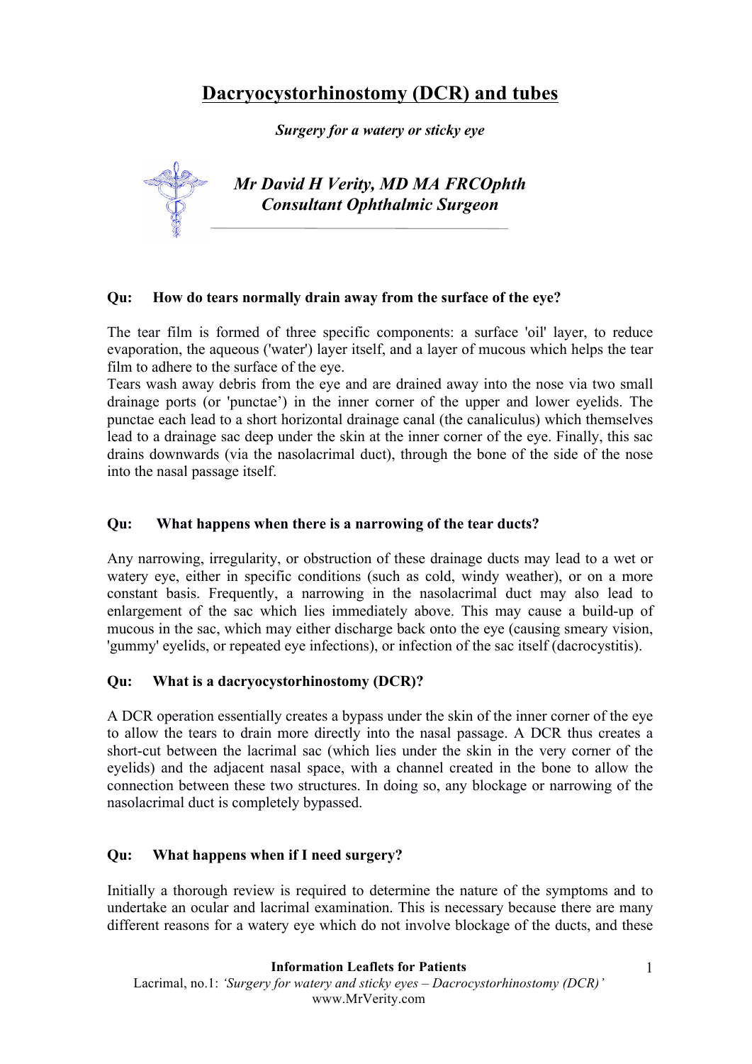# Dacryocystorhinostomy (DCR) and tubes

*Surgery for a watery or sticky eye*

***Mr David H Verity, MD MA FRCOphth***
***Consultant Ophthalmic Surgeon***

**Qu: How do tears normally drain away from the surface of the eye?**

The tear film is formed of three specific components: a surface 'oil' layer, to reduce evaporation, the aqueous ('water') layer itself, and a layer of mucous which helps the tear film to adhere to the surface of the eye.
Tears wash away debris from the eye and are drained away into the nose via two small drainage ports (or 'punctae') in the inner corner of the upper and lower eyelids. The punctae each lead to a short horizontal drainage canal (the canaliculus) which themselves lead to a drainage sac deep under the skin at the inner corner of the eye. Finally, this sac drains downwards (via the nasolacrimal duct), through the bone of the side of the nose into the nasal passage itself.

**Qu: What happens when there is a narrowing of the tear ducts?**

Any narrowing, irregularity, or obstruction of these drainage ducts may lead to a wet or watery eye, either in specific conditions (such as cold, windy weather), or on a more constant basis. Frequently, a narrowing in the nasolacrimal duct may also lead to enlargement of the sac which lies immediately above. This may cause a build-up of mucous in the sac, which may either discharge back onto the eye (causing smeary vision, 'gummy' eyelids, or repeated eye infections), or infection of the sac itself (dacrocystitis).

**Qu: What is a dacryocystorhinostomy (DCR)?**

A DCR operation essentially creates a bypass under the skin of the inner corner of the eye to allow the tears to drain more directly into the nasal passage. A DCR thus creates a short-cut between the lacrimal sac (which lies under the skin in the very corner of the eyelids) and the adjacent nasal space, with a channel created in the bone to allow the connection between these two structures. In doing so, any blockage or narrowing of the nasolacrimal duct is completely bypassed.

**Qu: What happens when if I need surgery?**

Initially a thorough review is required to determine the nature of the symptoms and to undertake an ocular and lacrimal examination. This is necessary because there are many different reasons for a watery eye which do not involve blockage of the ducts, and these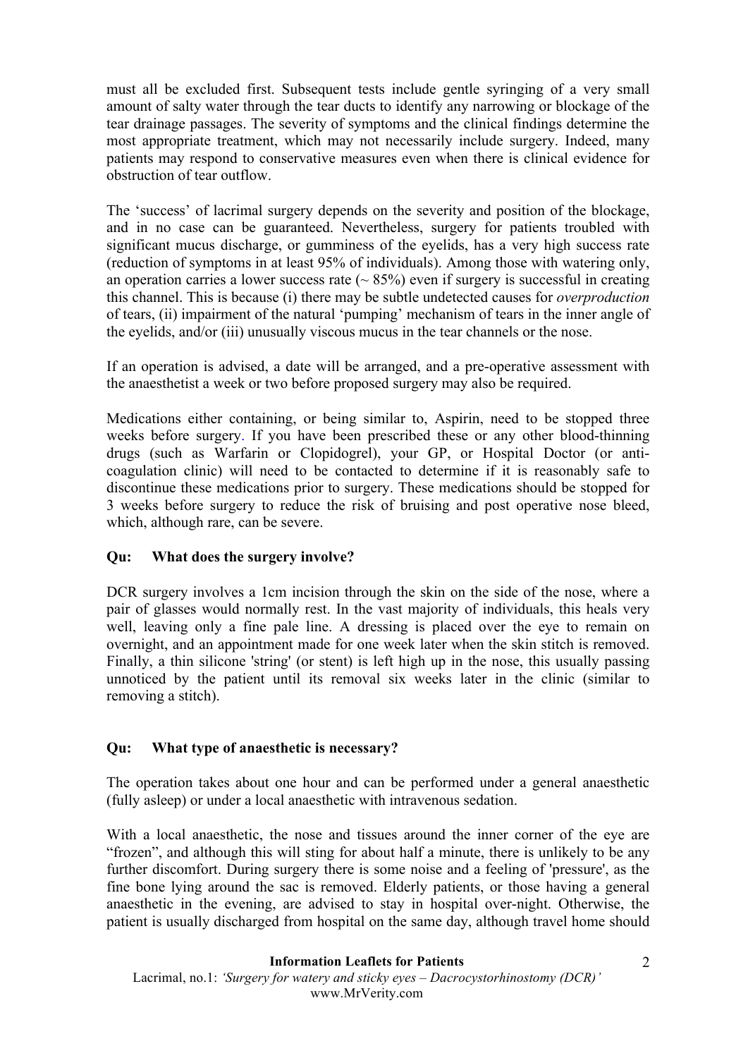must all be excluded first. Subsequent tests include gentle syringing of a very small amount of salty water through the tear ducts to identify any narrowing or blockage of the tear drainage passages. The severity of symptoms and the clinical findings determine the most appropriate treatment, which may not necessarily include surgery. Indeed, many patients may respond to conservative measures even when there is clinical evidence for obstruction of tear outflow.

The 'success' of lacrimal surgery depends on the severity and position of the blockage, and in no case can be guaranteed. Nevertheless, surgery for patients troubled with significant mucus discharge, or gumminess of the eyelids, has a very high success rate (reduction of symptoms in at least 95% of individuals). Among those with watering only, an operation carries a lower success rate (~ 85%) even if surgery is successful in creating this channel. This is because (i) there may be subtle undetected causes for *overproduction* of tears, (ii) impairment of the natural 'pumping' mechanism of tears in the inner angle of the eyelids, and/or (iii) unusually viscous mucus in the tear channels or the nose.

If an operation is advised, a date will be arranged, and a pre-operative assessment with the anaesthetist a week or two before proposed surgery may also be required.

Medications either containing, or being similar to, Aspirin, need to be stopped three weeks before surgery. If you have been prescribed these or any other blood-thinning drugs (such as Warfarin or Clopidogrel), your GP, or Hospital Doctor (or anti-coagulation clinic) will need to be contacted to determine if it is reasonably safe to discontinue these medications prior to surgery. These medications should be stopped for 3 weeks before surgery to reduce the risk of bruising and post operative nose bleed, which, although rare, can be severe.

### Qu: What does the surgery involve?

DCR surgery involves a 1cm incision through the skin on the side of the nose, where a pair of glasses would normally rest. In the vast majority of individuals, this heals very well, leaving only a fine pale line. A dressing is placed over the eye to remain on overnight, and an appointment made for one week later when the skin stitch is removed. Finally, a thin silicone 'string' (or stent) is left high up in the nose, this usually passing unnoticed by the patient until its removal six weeks later in the clinic (similar to removing a stitch).

### Qu: What type of anaesthetic is necessary?

The operation takes about one hour and can be performed under a general anaesthetic (fully asleep) or under a local anaesthetic with intravenous sedation.

With a local anaesthetic, the nose and tissues around the inner corner of the eye are "frozen", and although this will sting for about half a minute, there is unlikely to be any further discomfort. During surgery there is some noise and a feeling of 'pressure', as the fine bone lying around the sac is removed. Elderly patients, or those having a general anaesthetic in the evening, are advised to stay in hospital over-night. Otherwise, the patient is usually discharged from hospital on the same day, although travel home should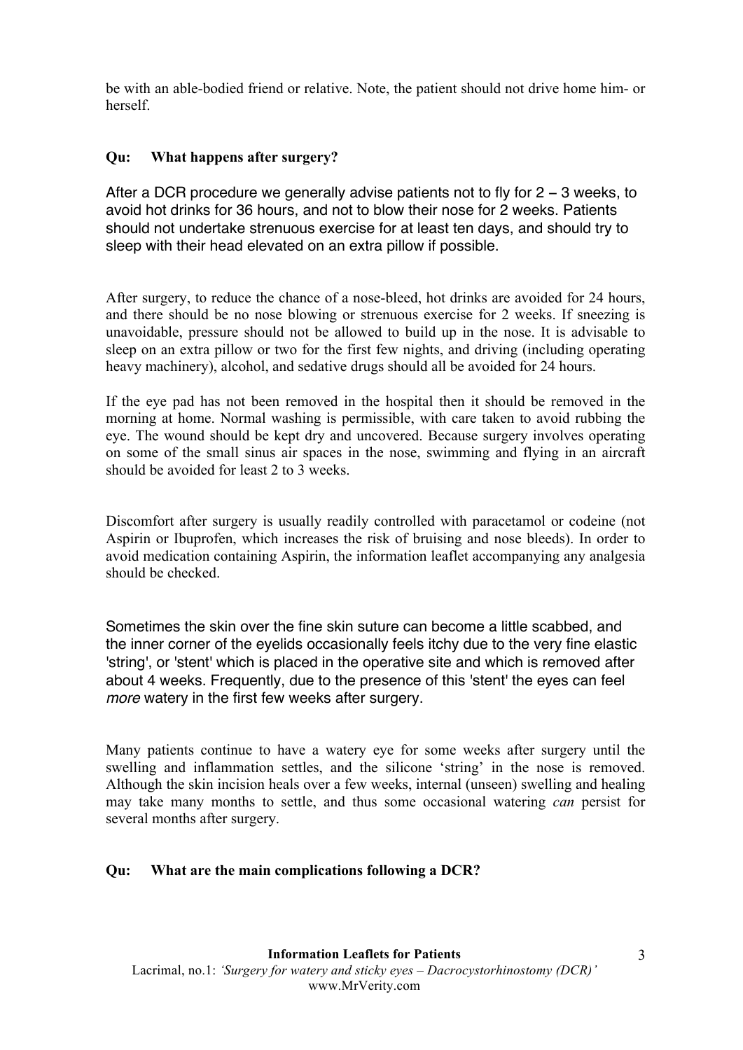be with an able-bodied friend or relative. Note, the patient should not drive home him- or herself.

**Qu: What happens after surgery?**

After a DCR procedure we generally advise patients not to fly for 2 – 3 weeks, to avoid hot drinks for 36 hours, and not to blow their nose for 2 weeks. Patients should not undertake strenuous exercise for at least ten days, and should try to sleep with their head elevated on an extra pillow if possible.

After surgery, to reduce the chance of a nose-bleed, hot drinks are avoided for 24 hours, and there should be no nose blowing or strenuous exercise for 2 weeks. If sneezing is unavoidable, pressure should not be allowed to build up in the nose. It is advisable to sleep on an extra pillow or two for the first few nights, and driving (including operating heavy machinery), alcohol, and sedative drugs should all be avoided for 24 hours.

If the eye pad has not been removed in the hospital then it should be removed in the morning at home. Normal washing is permissible, with care taken to avoid rubbing the eye. The wound should be kept dry and uncovered. Because surgery involves operating on some of the small sinus air spaces in the nose, swimming and flying in an aircraft should be avoided for least 2 to 3 weeks.

Discomfort after surgery is usually readily controlled with paracetamol or codeine (not Aspirin or Ibuprofen, which increases the risk of bruising and nose bleeds). In order to avoid medication containing Aspirin, the information leaflet accompanying any analgesia should be checked.

Sometimes the skin over the fine skin suture can become a little scabbed, and the inner corner of the eyelids occasionally feels itchy due to the very fine elastic 'string', or 'stent' which is placed in the operative site and which is removed after about 4 weeks. Frequently, due to the presence of this 'stent' the eyes can feel *more* watery in the first few weeks after surgery.

Many patients continue to have a watery eye for some weeks after surgery until the swelling and inflammation settles, and the silicone 'string' in the nose is removed. Although the skin incision heals over a few weeks, internal (unseen) swelling and healing may take many months to settle, and thus some occasional watering *can* persist for several months after surgery.

**Qu: What are the main complications following a DCR?**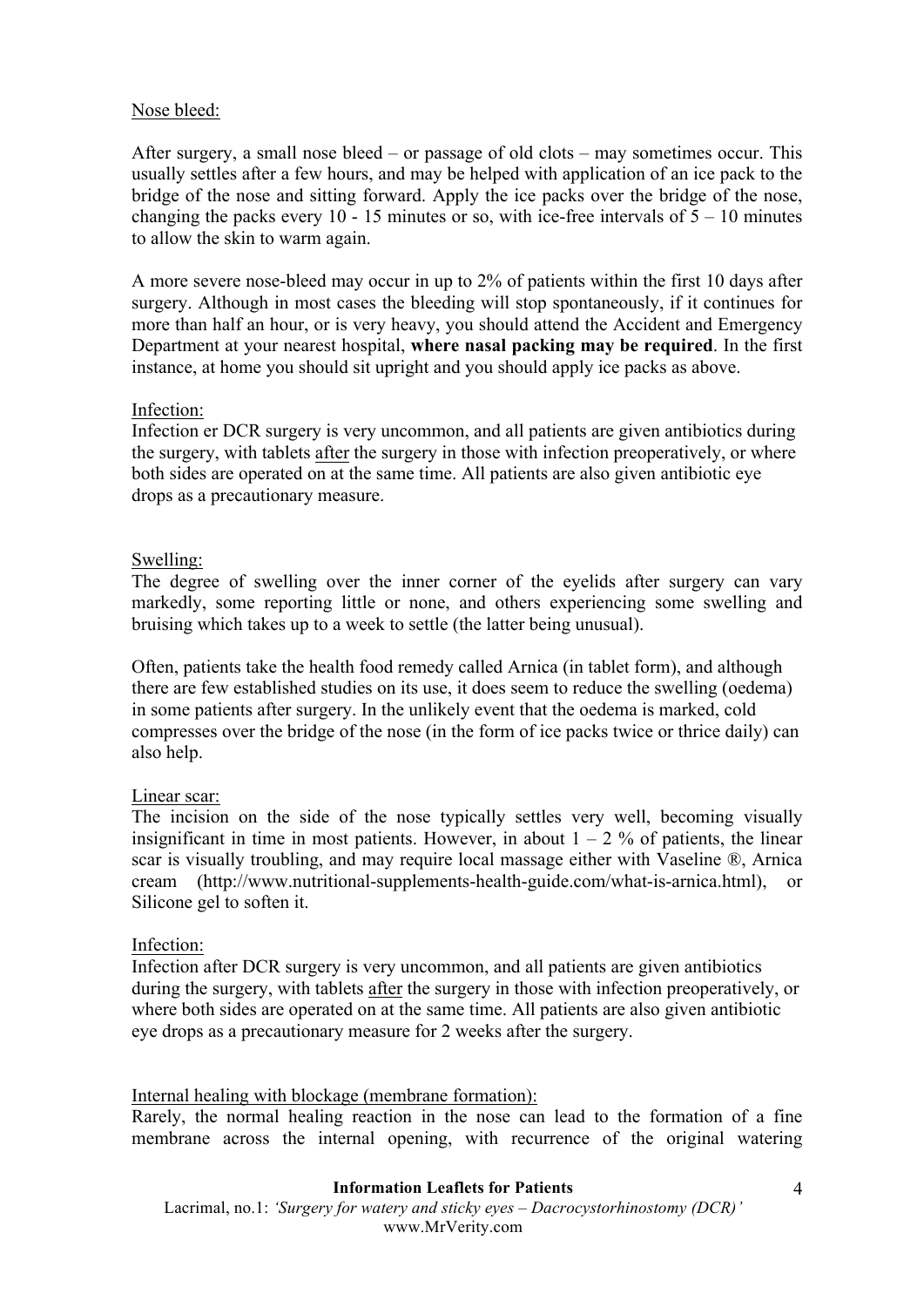Nose bleed:

After surgery, a small nose bleed – or passage of old clots – may sometimes occur. This usually settles after a few hours, and may be helped with application of an ice pack to the bridge of the nose and sitting forward. Apply the ice packs over the bridge of the nose, changing the packs every 10 - 15 minutes or so, with ice-free intervals of 5 – 10 minutes to allow the skin to warm again.

A more severe nose-bleed may occur in up to 2% of patients within the first 10 days after surgery. Although in most cases the bleeding will stop spontaneously, if it continues for more than half an hour, or is very heavy, you should attend the Accident and Emergency Department at your nearest hospital, **where nasal packing may be required**. In the first instance, at home you should sit upright and you should apply ice packs as above.

Infection:
Infection er DCR surgery is very uncommon, and all patients are given antibiotics during the surgery, with tablets after the surgery in those with infection preoperatively, or where both sides are operated on at the same time. All patients are also given antibiotic eye drops as a precautionary measure.

Swelling:
The degree of swelling over the inner corner of the eyelids after surgery can vary markedly, some reporting little or none, and others experiencing some swelling and bruising which takes up to a week to settle (the latter being unusual).

Often, patients take the health food remedy called Arnica (in tablet form), and although there are few established studies on its use, it does seem to reduce the swelling (oedema) in some patients after surgery. In the unlikely event that the oedema is marked, cold compresses over the bridge of the nose (in the form of ice packs twice or thrice daily) can also help.

Linear scar:
The incision on the side of the nose typically settles very well, becoming visually insignificant in time in most patients. However, in about 1 – 2 % of patients, the linear scar is visually troubling, and may require local massage either with Vaseline ®, Arnica cream (http://www.nutritional-supplements-health-guide.com/what-is-arnica.html), or Silicone gel to soften it.

Infection:
Infection after DCR surgery is very uncommon, and all patients are given antibiotics during the surgery, with tablets after the surgery in those with infection preoperatively, or where both sides are operated on at the same time. All patients are also given antibiotic eye drops as a precautionary measure for 2 weeks after the surgery.

Internal healing with blockage (membrane formation):
Rarely, the normal healing reaction in the nose can lead to the formation of a fine membrane across the internal opening, with recurrence of the original watering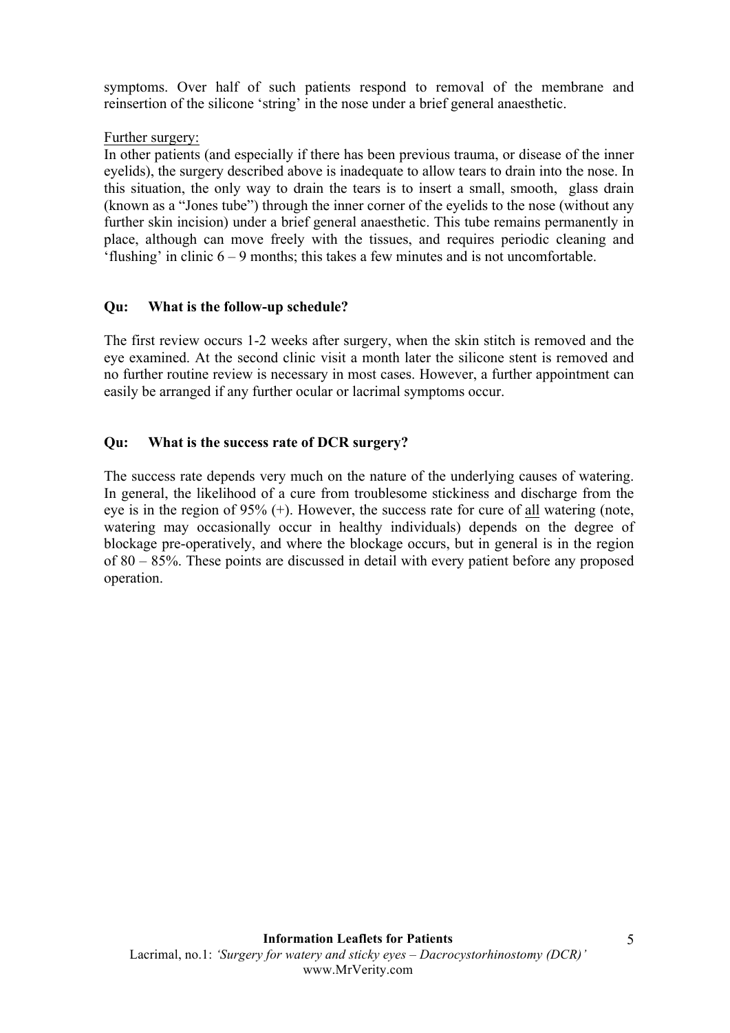symptoms. Over half of such patients respond to removal of the membrane and reinsertion of the silicone 'string' in the nose under a brief general anaesthetic.

<u>Further surgery:</u>
In other patients (and especially if there has been previous trauma, or disease of the inner eyelids), the surgery described above is inadequate to allow tears to drain into the nose. In this situation, the only way to drain the tears is to insert a small, smooth, glass drain (known as a "Jones tube") through the inner corner of the eyelids to the nose (without any further skin incision) under a brief general anaesthetic. This tube remains permanently in place, although can move freely with the tissues, and requires periodic cleaning and 'flushing' in clinic 6 – 9 months; this takes a few minutes and is not uncomfortable.

**Qu: What is the follow-up schedule?**

The first review occurs 1-2 weeks after surgery, when the skin stitch is removed and the eye examined. At the second clinic visit a month later the silicone stent is removed and no further routine review is necessary in most cases. However, a further appointment can easily be arranged if any further ocular or lacrimal symptoms occur.

**Qu: What is the success rate of DCR surgery?**

The success rate depends very much on the nature of the underlying causes of watering. In general, the likelihood of a cure from troublesome stickiness and discharge from the eye is in the region of 95% (+). However, the success rate for cure of <u>all</u> watering (note, watering may occasionally occur in healthy individuals) depends on the degree of blockage pre-operatively, and where the blockage occurs, but in general is in the region of 80 – 85%. These points are discussed in detail with every patient before any proposed operation.